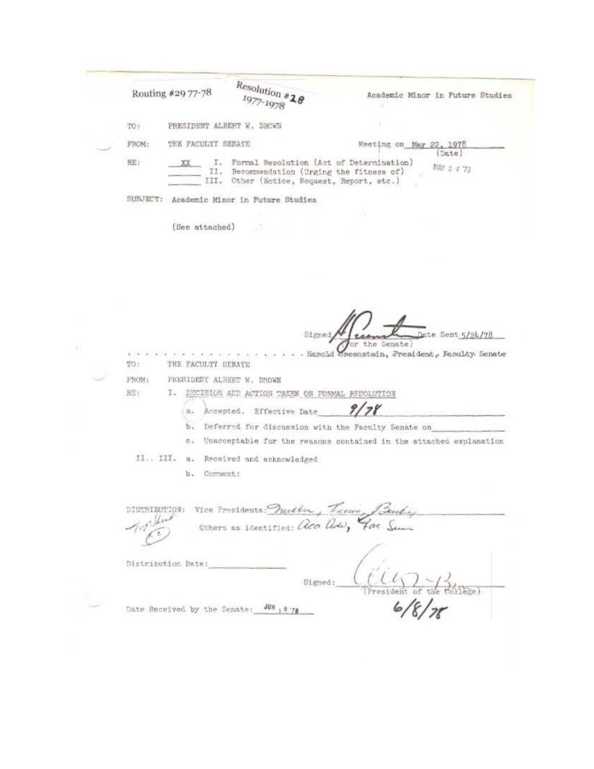Routing #29 77-78 Resolution #28 1977-1978 Academic Minor in Future Studies

TO: PRESIDENT ALBERT W. BROWN

FROM: THE FACULTY SENATE Meeting on May 22, 1978 (Date)

RE: XX I. Formal Resolution (Act of Determination) MAY 2 4 78
II. Recommendation (Urging the fitness of)
III. Other (Notice, Request, Report, etc.)

SUBJECT: Academic Minor in Future Studies

(See attached)

Signed _______ (for the Senate) Date Sent 5/24/78

Harold Greenstein, President, Faculty Senate

TO: THE FACULTY SENATE

FROM: PRESIDENT ALBERT W. BROWN

RE: I. DECISION AND ACTION TAKEN ON FORMAL RESOLUTION

a. Accepted. Effective Date 9/78

b. Deferred for discussion with the Faculty Senate on _______

c. Unacceptable for the reasons contained in the attached explanation

II., III. a. Received and acknowledged

b. Comment:

DISTRIBUTION: Vice Presidents: Mueller, Tacus, Bentley
Others as identified: Acc Adv, Fac Sen

Distribution Date: _______

Signed: _______ (President of the College) 6/8/78

Date Received by the Senate: JUN 1 8 '78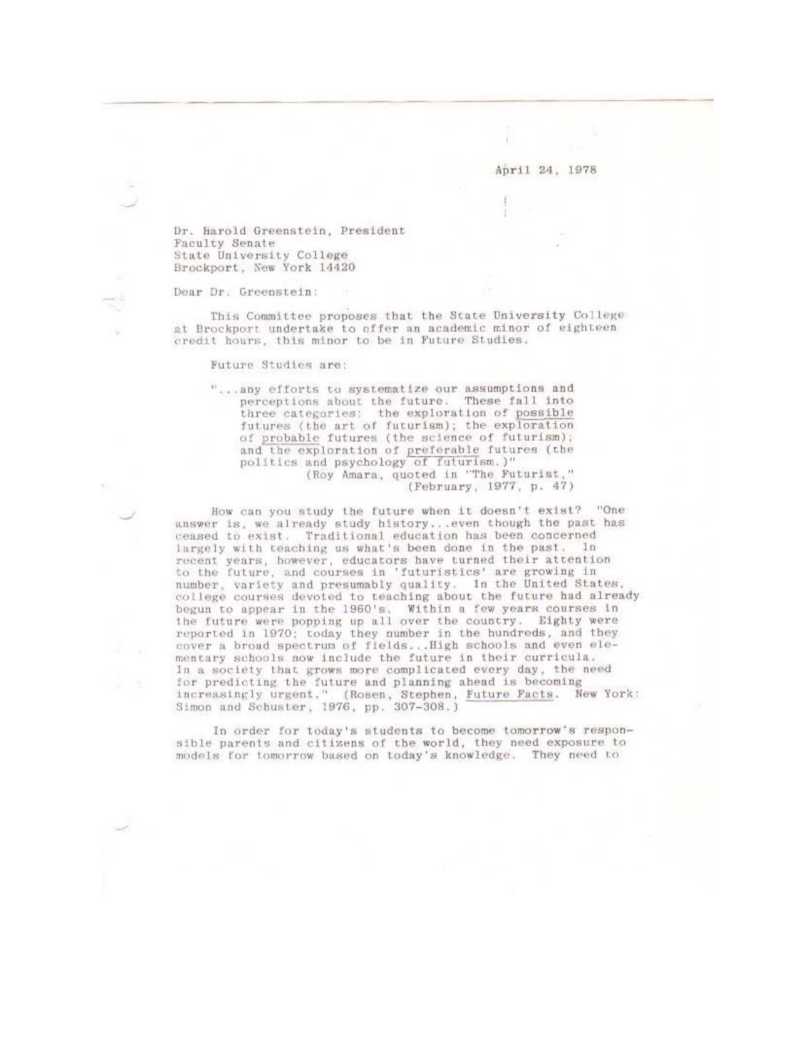April 24, 1978

Dr. Harold Greenstein, President
Faculty Senate
State University College
Brockport, New York 14420

Dear Dr. Greenstein:

This Committee proposes that the State University College at Brockport undertake to offer an academic minor of eighteen credit hours, this minor to be in Future Studies.

Future Studies are:

> "...any efforts to systematize our assumptions and perceptions about the future. These fall into three categories: the exploration of possible futures (the art of futurism); the exploration of probable futures (the science of futurism); and the exploration of preferable futures (the politics and psychology of futurism.)"
> (Roy Amara, quoted in "The Futurist," (February, 1977, p. 47)

How can you study the future when it doesn't exist? "One answer is, we already study history...even though the past has ceased to exist. Traditional education has been concerned largely with teaching us what's been done in the past. In recent years, however, educators have turned their attention to the future, and courses in 'futuristics' are growing in number, variety and presumably quality. In the United States, college courses devoted to teaching about the future had already begun to appear in the 1960's. Within a few years courses in the future were popping up all over the country. Eighty were reported in 1970; today they number in the hundreds, and they cover a broad spectrum of fields...High schools and even elementary schools now include the future in their curricula. In a society that grows more complicated every day, the need for predicting the future and planning ahead is becoming increasingly urgent." (Rosen, Stephen, Future Facts. New York: Simon and Schuster, 1976, pp. 307-308.)

In order for today's students to become tomorrow's responsible parents and citizens of the world, they need exposure to models for tomorrow based on today's knowledge. They need to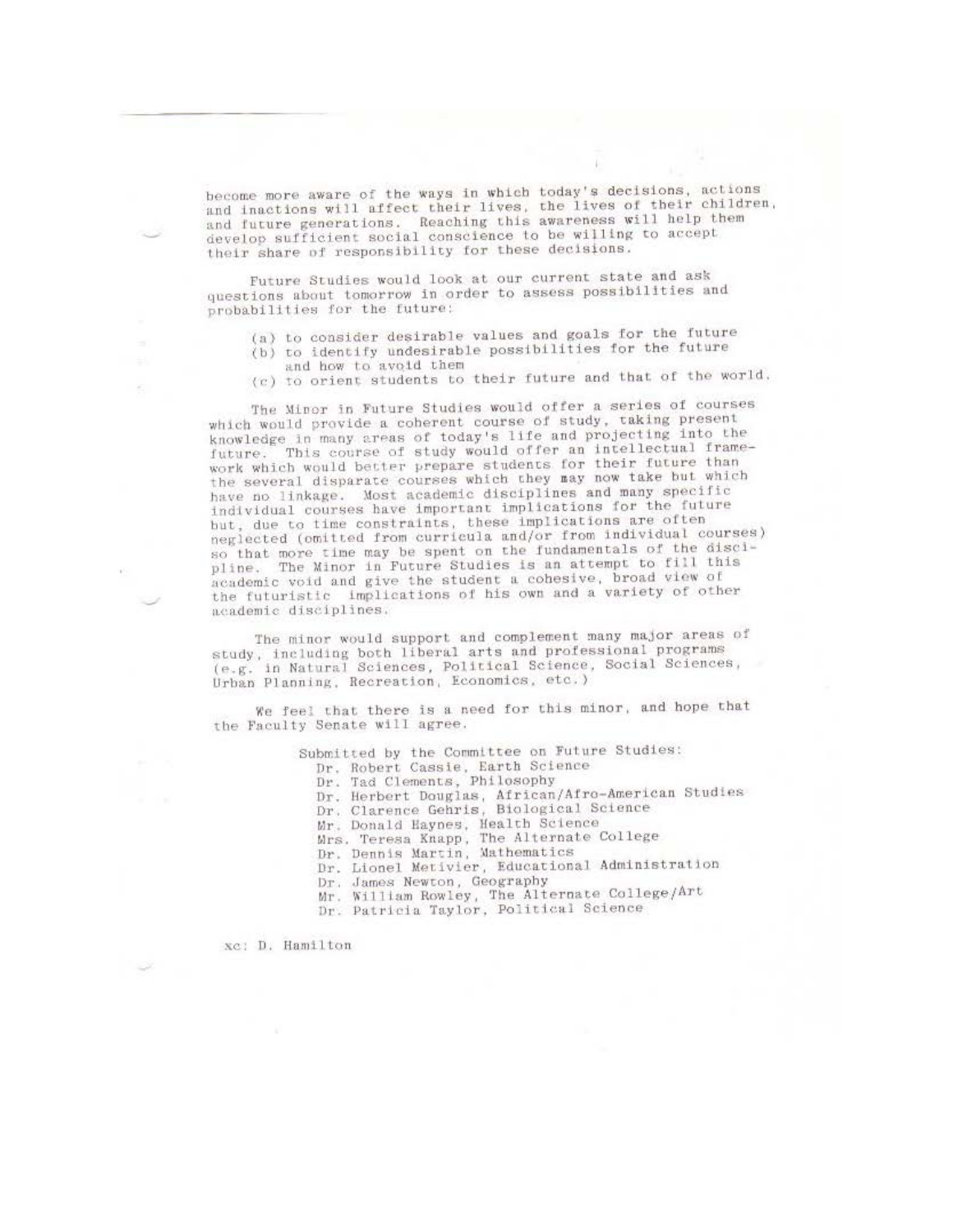become more aware of the ways in which today's decisions, actions and inactions will affect their lives, the lives of their children, and future generations. Reaching this awareness will help them develop sufficient social conscience to be willing to accept their share of responsibility for these decisions.

Future Studies would look at our current state and ask questions about tomorrow in order to assess possibilities and probabilities for the future:

(a) to consider desirable values and goals for the future
(b) to identify undesirable possibilities for the future and how to avoid them
(c) to orient students to their future and that of the world.

The Minor in Future Studies would offer a series of courses which would provide a coherent course of study, taking present knowledge in many areas of today's life and projecting into the future. This course of study would offer an intellectual framework which would better prepare students for their future than the several disparate courses which they may now take but which have no linkage. Most academic disciplines and many specific individual courses have important implications for the future but, due to time constraints, these implications are often neglected (omitted from curricula and/or from individual courses) so that more time may be spent on the fundamentals of the discipline. The Minor in Future Studies is an attempt to fill this academic void and give the student a cohesive, broad view of the futuristic implications of his own and a variety of other academic disciplines.

The minor would support and complement many major areas of study, including both liberal arts and professional programs (e.g. in Natural Sciences, Political Science, Social Sciences, Urban Planning, Recreation, Economics, etc.)

We feel that there is a need for this minor, and hope that the Faculty Senate will agree.

Submitted by the Committee on Future Studies:
Dr. Robert Cassie, Earth Science
Dr. Tad Clements, Philosophy
Dr. Herbert Douglas, African/Afro-American Studies
Dr. Clarence Gehris, Biological Science
Mr. Donald Haynes, Health Science
Mrs. Teresa Knapp, The Alternate College
Dr. Dennis Martin, Mathematics
Dr. Lionel Metivier, Educational Administration
Dr. James Newton, Geography
Mr. William Rowley, The Alternate College/Art
Dr. Patricia Taylor, Political Science

xc: D. Hamilton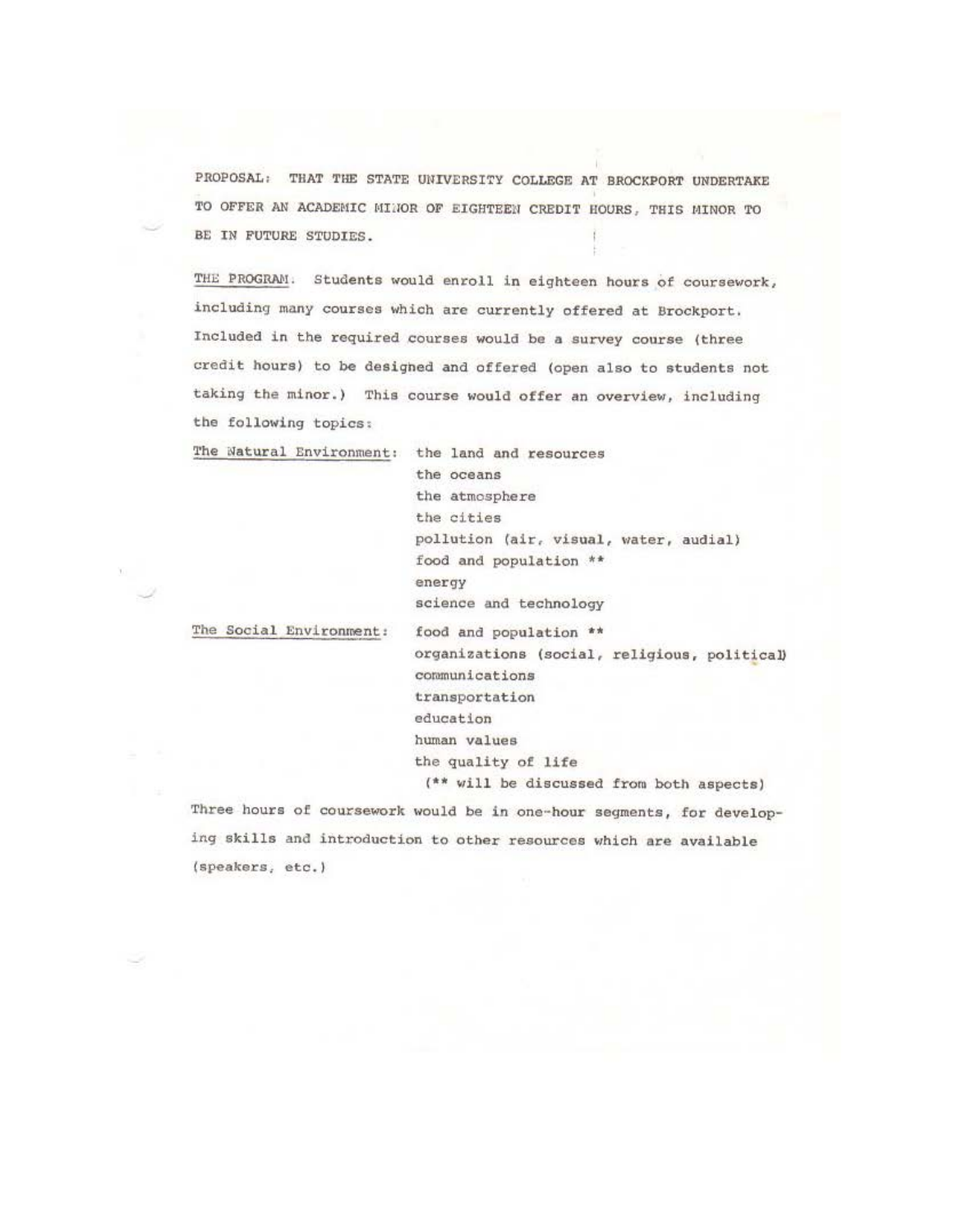PROPOSAL: THAT THE STATE UNIVERSITY COLLEGE AT BROCKPORT UNDERTAKE TO OFFER AN ACADEMIC MINOR OF EIGHTEEN CREDIT HOURS, THIS MINOR TO BE IN FUTURE STUDIES.

THE PROGRAM. Students would enroll in eighteen hours of coursework, including many courses which are currently offered at Brockport. Included in the required courses would be a survey course (three credit hours) to be designed and offered (open also to students not taking the minor.) This course would offer an overview, including the following topics:

The Natural Environment:
- the land and resources
- the oceans
- the atmosphere
- the cities
- pollution (air, visual, water, audial)
- food and population **
- energy
- science and technology

The Social Environment:
- food and population **
- organizations (social, religious, political)
- communications
- transportation
- education
- human values
- the quality of life

(** will be discussed from both aspects)

Three hours of coursework would be in one-hour segments, for developing skills and introduction to other resources which are available (speakers, etc.)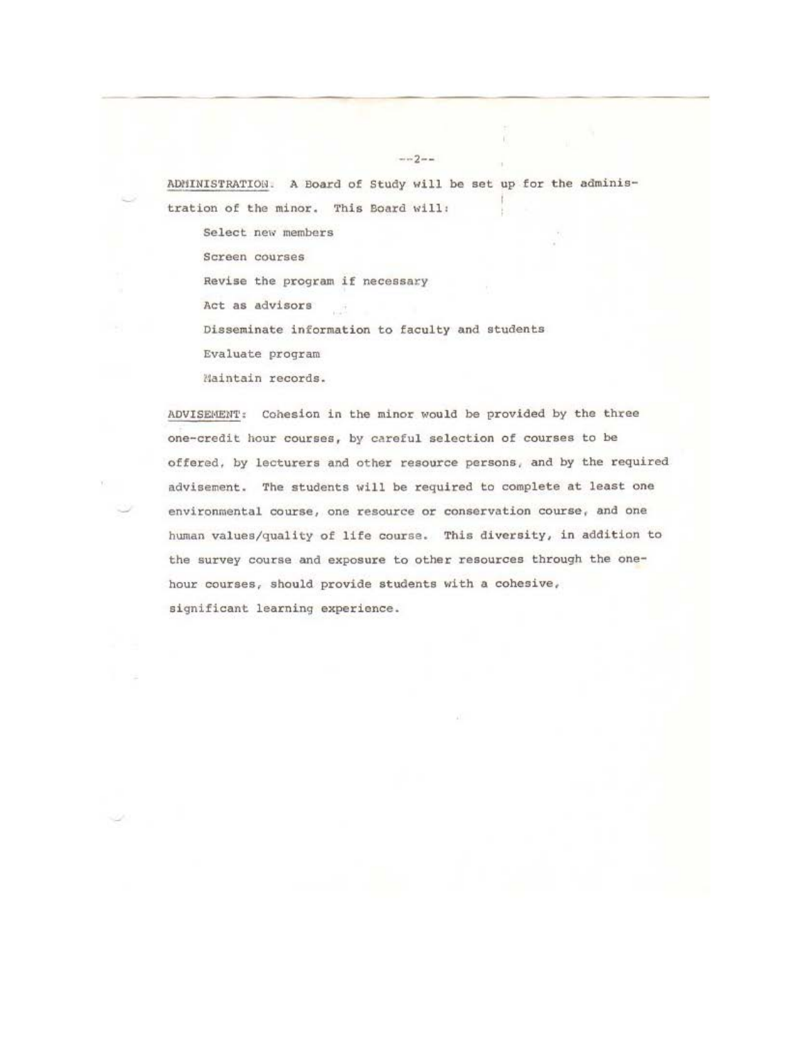<u>ADMINISTRATION</u>. A Board of Study will be set up for the administration of the minor. This Board will:

- Select new members
- Screen courses
- Revise the program if necessary
- Act as advisors
- Disseminate information to faculty and students
- Evaluate program
- Maintain records.

<u>ADVISEMENT</u>: Cohesion in the minor would be provided by the three one-credit hour courses, by careful selection of courses to be offered, by lecturers and other resource persons, and by the required advisement. The students will be required to complete at least one environmental course, one resource or conservation course, and one human values/quality of life course. This diversity, in addition to the survey course and exposure to other resources through the one-hour courses, should provide students with a cohesive, significant learning experience.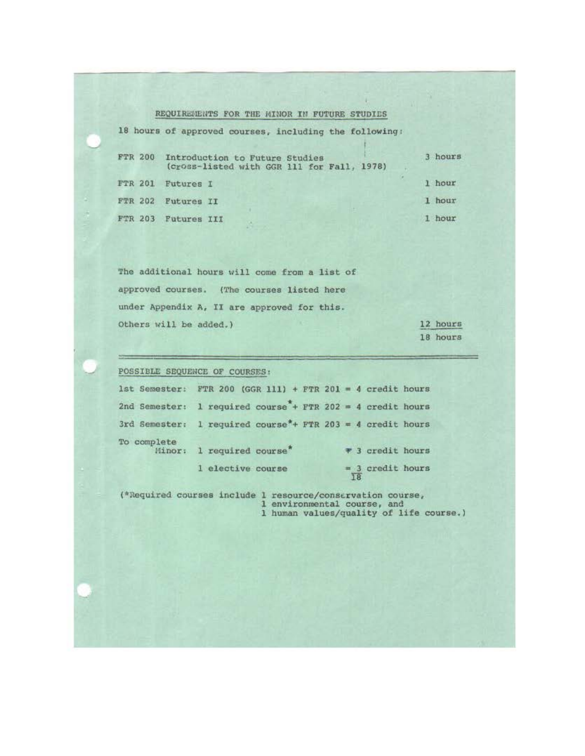## REQUIREMENTS FOR THE MINOR IN FUTURE STUDIES

18 hours of approved courses, including the following:

| | | |
|---|---|---|
| FTR 200 | Introduction to Future Studies (cross-listed with GGR 111 for Fall, 1978) | 3 hours |
| FTR 201 | Futures I | 1 hour |
| FTR 202 | Futures II | 1 hour |
| FTR 203 | Futures III | 1 hour |

The additional hours will come from a list of approved courses. (The courses listed here under Appendix A, II are approved for this. Others will be added.) — 12 hours

18 hours

---

POSSIBLE SEQUENCE OF COURSES:

1st Semester: FTR 200 (GGR 111) + FTR 201 = 4 credit hours

2nd Semester: 1 required course* + FTR 202 = 4 credit hours

3rd Semester: 1 required course* + FTR 203 = 4 credit hours

To complete Minor: 1 required course* = 3 credit hours

1 elective course = 3 credit hours

18

(*Required courses include 1 resource/conservation course, 1 environmental course, and 1 human values/quality of life course.)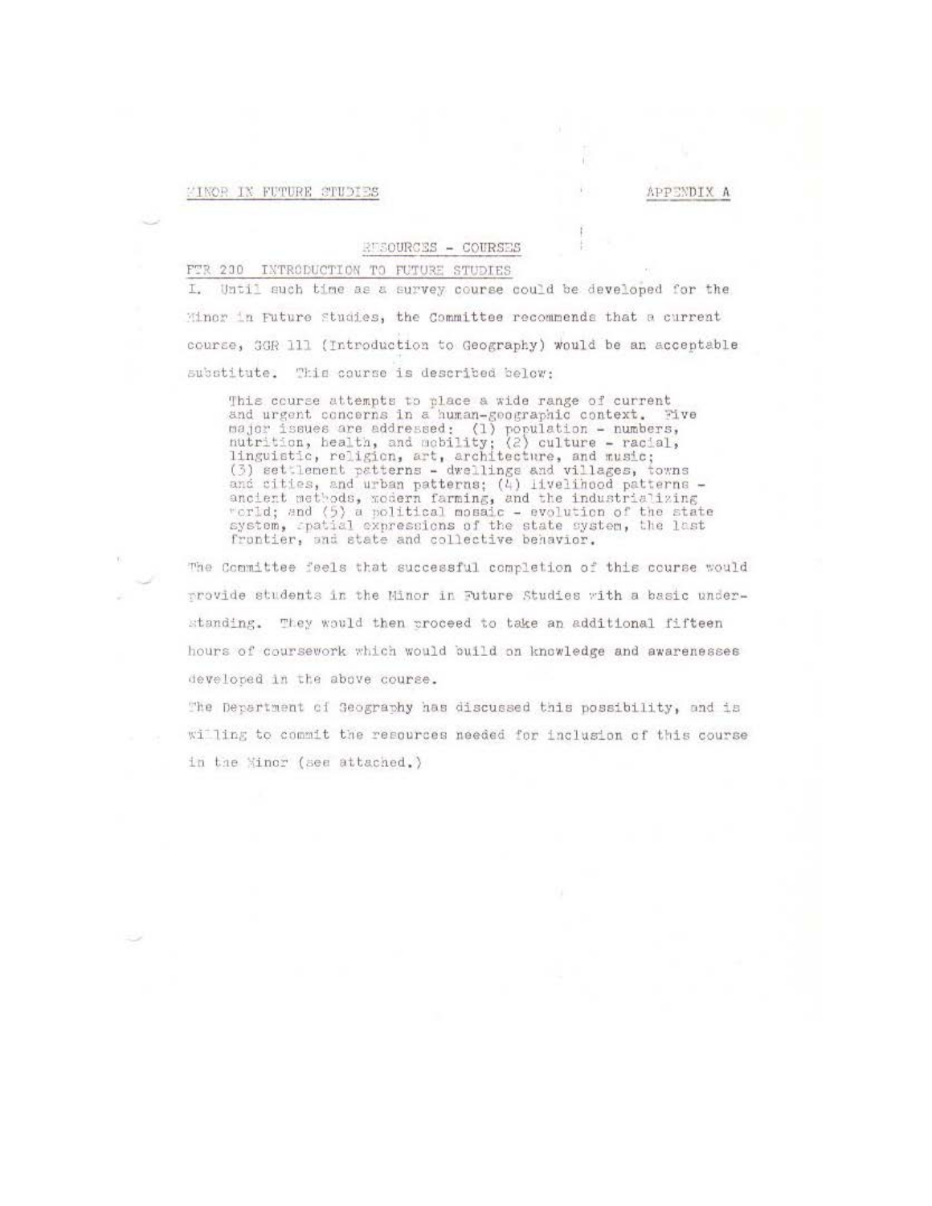MINOR IN FUTURE STUDIES

APPENDIX A

## RESOURCES - COURSES

FTR 200 INTRODUCTION TO FUTURE STUDIES

I. Until such time as a survey course could be developed for the Minor in Future Studies, the Committee recommends that a current course, GGR 111 (Introduction to Geography) would be an acceptable substitute. This course is described below:

> This course attempts to place a wide range of current and urgent concerns in a human-geographic context. Five major issues are addressed: (1) population - numbers, nutrition, health, and mobility; (2) culture - racial, linguistic, religion, art, architecture, and music; (3) settlement patterns - dwellings and villages, towns and cities, and urban patterns; (4) livelihood patterns - ancient methods, modern farming, and the industrializing world; and (5) a political mosaic - evolution of the state system, spatial expressions of the state system, the last frontier, and state and collective behavior.

The Committee feels that successful completion of this course would provide students in the Minor in Future Studies with a basic understanding. They would then proceed to take an additional fifteen hours of coursework which would build on knowledge and awarenesses developed in the above course.

The Department of Geography has discussed this possibility, and is willing to commit the resources needed for inclusion of this course in the Minor (see attached.)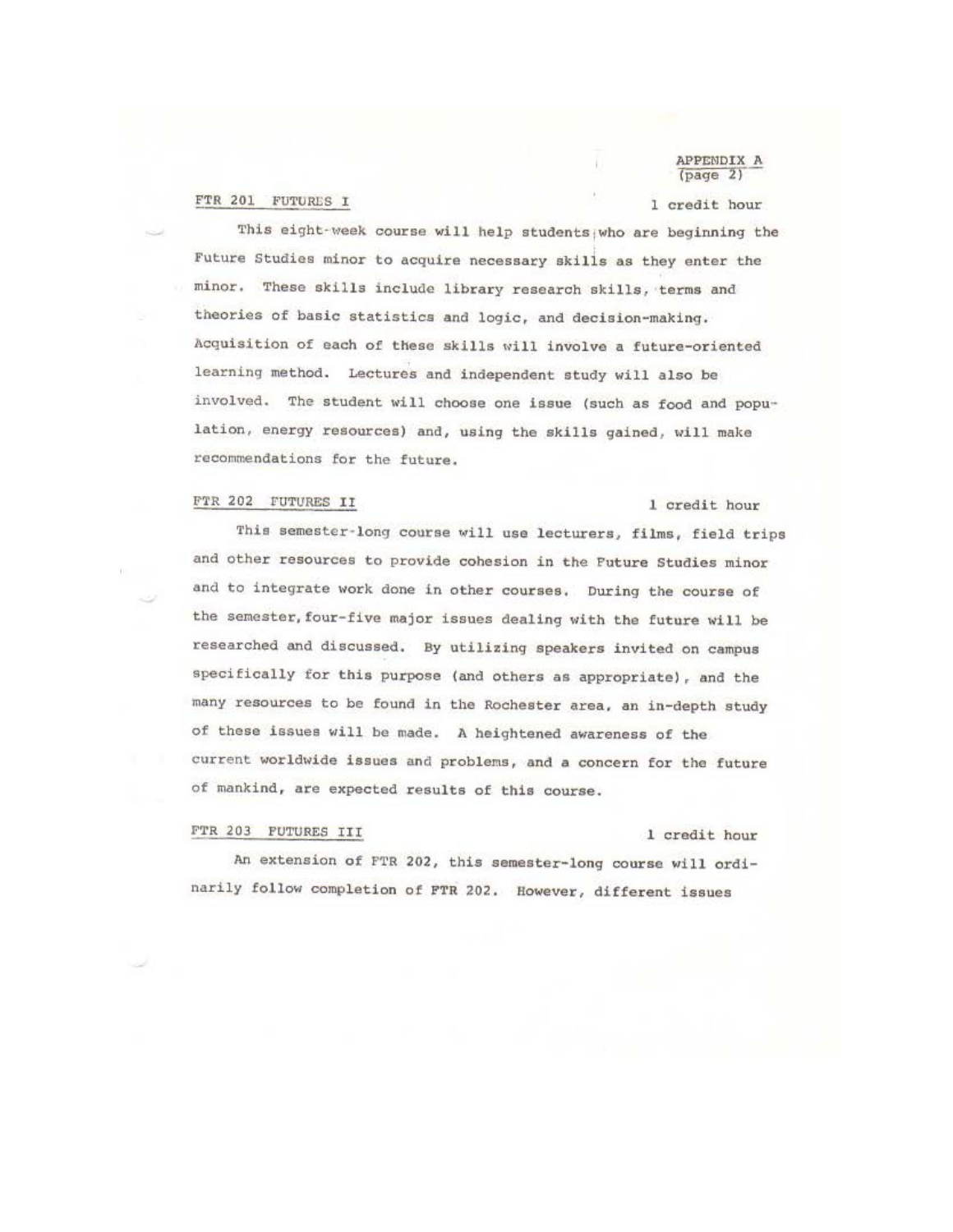APPENDIX A
(page 2)

**FTR 201 FUTURES I** — 1 credit hour

This eight-week course will help students who are beginning the Future Studies minor to acquire necessary skills as they enter the minor. These skills include library research skills, terms and theories of basic statistics and logic, and decision-making. Acquisition of each of these skills will involve a future-oriented learning method. Lectures and independent study will also be involved. The student will choose one issue (such as food and population, energy resources) and, using the skills gained, will make recommendations for the future.

**FTR 202 FUTURES II** — 1 credit hour

This semester-long course will use lecturers, films, field trips and other resources to provide cohesion in the Future Studies minor and to integrate work done in other courses. During the course of the semester, four-five major issues dealing with the future will be researched and discussed. By utilizing speakers invited on campus specifically for this purpose (and others as appropriate), and the many resources to be found in the Rochester area, an in-depth study of these issues will be made. A heightened awareness of the current worldwide issues and problems, and a concern for the future of mankind, are expected results of this course.

**FTR 203 FUTURES III** — 1 credit hour

An extension of FTR 202, this semester-long course will ordinarily follow completion of FTR 202. However, different issues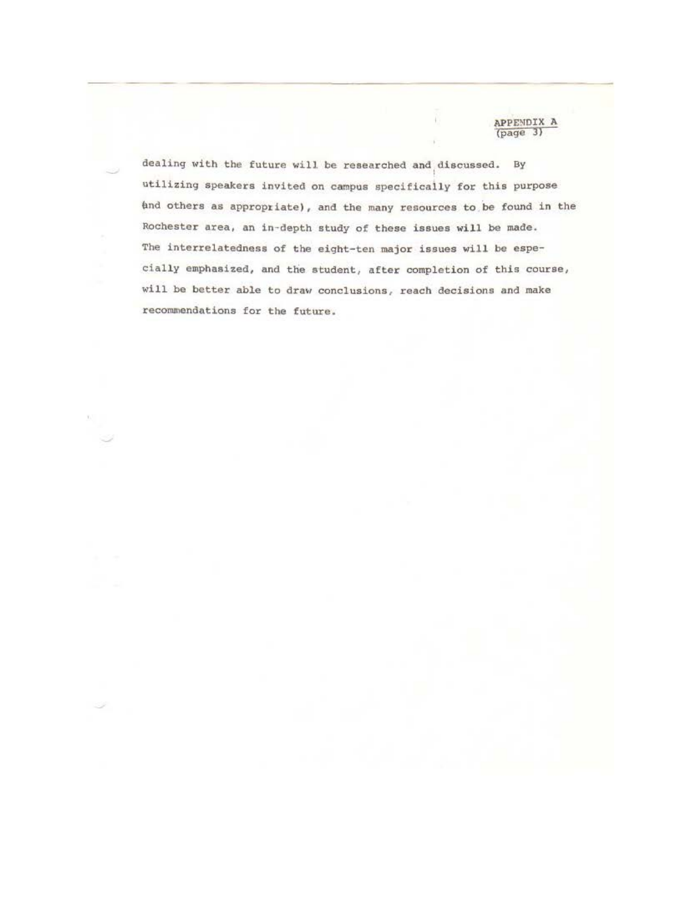APPENDIX A
(page 3)

dealing with the future will be researched and discussed. By utilizing speakers invited on campus specifically for this purpose (and others as appropriate), and the many resources to be found in the Rochester area, an in-depth study of these issues will be made. The interrelatedness of the eight-ten major issues will be especially emphasized, and the student, after completion of this course, will be better able to draw conclusions, reach decisions and make recommendations for the future.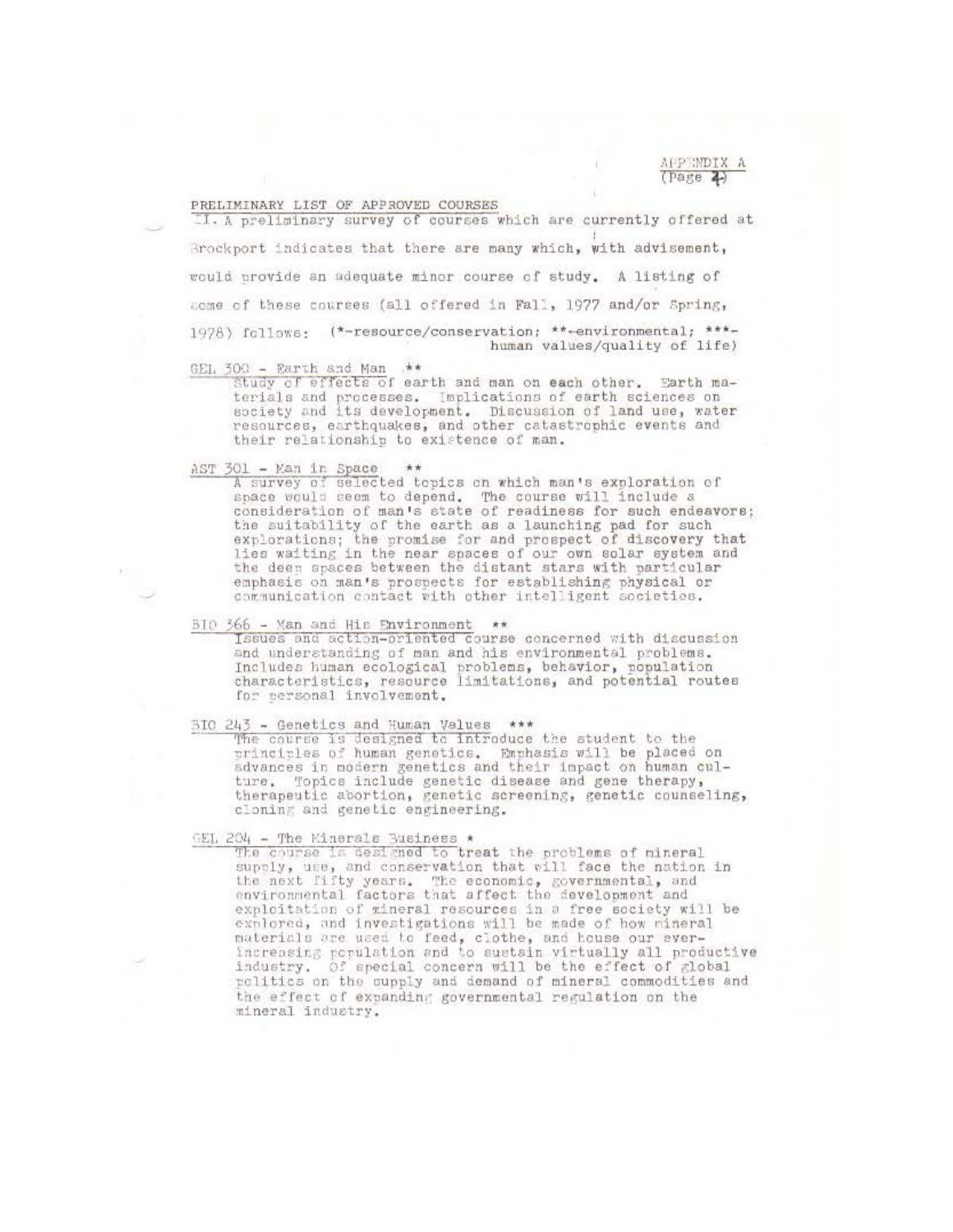APPENDIX A
(Page 4)

PRELIMINARY LIST OF APPROVED COURSES

II. A preliminary survey of courses which are currently offered at Brockport indicates that there are many which, with advisement, would provide an adequate minor course of study. A listing of some of these courses (all offered in Fall, 1977 and/or Spring, 1978) follows: (*-resource/conservation; **-environmental; ***-human values/quality of life)

GEL 300 - Earth and Man **
Study of effects of earth and man on each other. Earth materials and processes. Implications of earth sciences on society and its development. Discussion of land use, water resources, earthquakes, and other catastrophic events and their relationship to existence of man.

AST 301 - Man in Space **
A survey of selected topics on which man's exploration of space would seem to depend. The course will include a consideration of man's state of readiness for such endeavors; the suitability of the earth as a launching pad for such explorations; the promise for and prospect of discovery that lies waiting in the near spaces of our own solar system and the deep spaces between the distant stars with particular emphasis on man's prospects for establishing physical or communication contact with other intelligent societies.

BIO 366 - Man and His Environment **
Issues and action-oriented course concerned with discussion and understanding of man and his environmental problems. Includes human ecological problems, behavior, population characteristics, resource limitations, and potential routes for personal involvement.

BIO 243 - Genetics and Human Values ***
The course is designed to introduce the student to the principles of human genetics. Emphasis will be placed on advances in modern genetics and their impact on human culture. Topics include genetic disease and gene therapy, therapeutic abortion, genetic screening, genetic counseling, cloning and genetic engineering.

GEL 204 - The Minerals Business *
The course is designed to treat the problems of mineral supply, use, and conservation that will face the nation in the next fifty years. The economic, governmental, and environmental factors that affect the development and exploitation of mineral resources in a free society will be explored, and investigations will be made of how mineral materials are used to feed, clothe, and house our ever-increasing population and to sustain virtually all productive industry. Of special concern will be the effect of global politics on the supply and demand of mineral commodities and the effect of expanding governmental regulation on the mineral industry.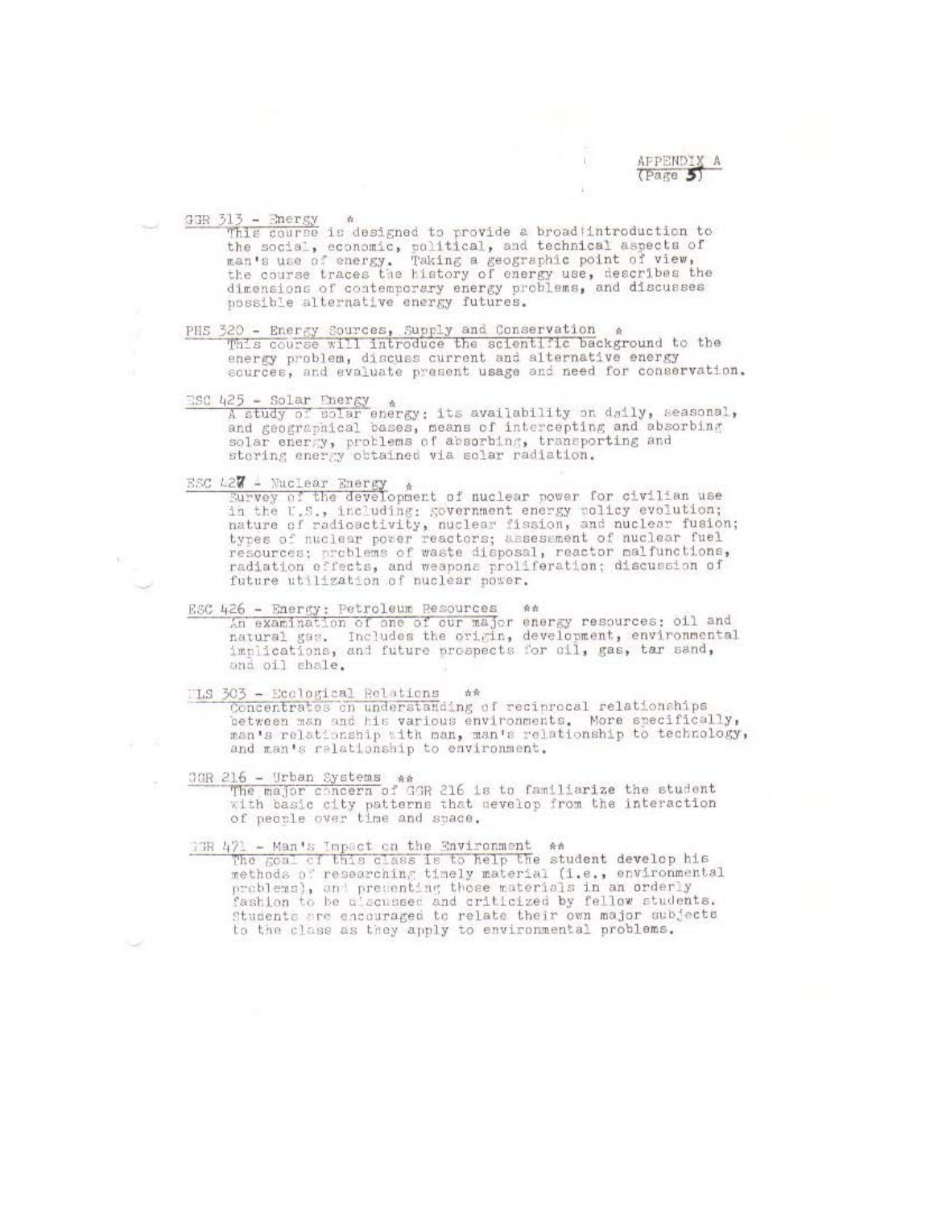APPENDIX A
(Page 5)

GGR 313 - Energy *
This course is designed to provide a broad introduction to the social, economic, political, and technical aspects of man's use of energy. Taking a geographic point of view, the course traces the history of energy use, describes the dimensions of contemporary energy problems, and discusses possible alternative energy futures.

PHS 320 - Energy Sources, Supply and Conservation *
This course will introduce the scientific background to the energy problem, discuss current and alternative energy sources, and evaluate present usage and need for conservation.

ESC 425 - Solar Energy *
A study of solar energy: its availability on daily, seasonal, and geographical bases, means of intercepting and absorbing solar energy, problems of absorbing, transporting and storing energy obtained via solar radiation.

ESC 427 - Nuclear Energy *
Survey of the development of nuclear power for civilian use in the U.S., including: government energy policy evolution; nature of radioactivity, nuclear fission, and nuclear fusion; types of nuclear power reactors; assessment of nuclear fuel resources; problems of waste disposal, reactor malfunctions, radiation effects, and weapons proliferation; discussion of future utilization of nuclear power.

ESC 426 - Energy: Petroleum Resources **
An examination of one of our major energy resources: oil and natural gas. Includes the origin, development, environmental implications, and future prospects for oil, gas, tar sand, and oil shale.

HLS 303 - Ecological Relations **
Concentrates on understanding of reciprocal relationships between man and his various environments. More specifically, man's relationship with man, man's relationship to technology, and man's relationship to environment.

GGR 216 - Urban Systems **
The major concern of GGR 216 is to familiarize the student with basic city patterns that develop from the interaction of people over time and space.

GGR 471 - Man's Impact on the Environment **
The goal of this class is to help the student develop his methods of researching timely material (i.e., environmental problems), and presenting those materials in an orderly fashion to be discussed and criticized by fellow students. Students are encouraged to relate their own major subjects to the class as they apply to environmental problems.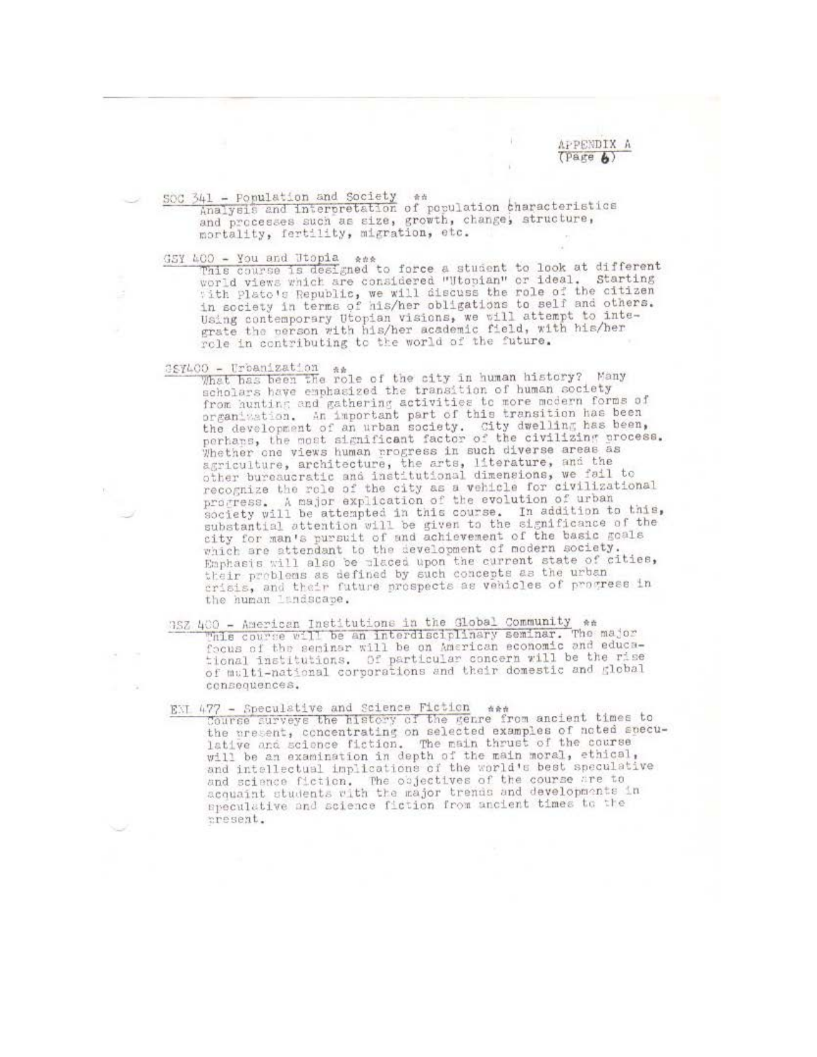APPENDIX A
(Page 6)

SOC 341 - Population and Society **
Analysis and interpretation of population characteristics and processes such as size, growth, change, structure, mortality, fertility, migration, etc.

GSY 400 - You and Utopia ***
This course is designed to force a student to look at different world views which are considered "Utopian" or ideal. Starting with Plato's Republic, we will discuss the role of the citizen in society in terms of his/her obligations to self and others. Using contemporary Utopian visions, we will attempt to integrate the person with his/her academic field, with his/her role in contributing to the world of the future.

GSY400 - Urbanization **
What has been the role of the city in human history? Many scholars have emphasized the transition of human society from hunting and gathering activities to more modern forms of organization. An important part of this transition has been the development of an urban society. City dwelling has been, perhaps, the most significant factor of the civilizing process. Whether one views human progress in such diverse areas as agriculture, architecture, the arts, literature, and the other bureaucratic and institutional dimensions, we fail to recognize the role of the city as a vehicle for civilizational progress. A major explication of the evolution of urban society will be attempted in this course. In addition to this, substantial attention will be given to the significance of the city for man's pursuit of and achievement of the basic goals which are attendant to the development of modern society. Emphasis will also be placed upon the current state of cities, their problems as defined by such concepts as the urban crisis, and their future prospects as vehicles of progress in the human landscape.

GSZ 400 - American Institutions in the Global Community **
This course will be an interdisciplinary seminar. The major focus of the seminar will be on American economic and educational institutions. Of particular concern will be the rise of multi-national corporations and their domestic and global consequences.

ENL 477 - Speculative and Science Fiction ***
Course surveys the history of the genre from ancient times to the present, concentrating on selected examples of noted speculative and science fiction. The main thrust of the course will be an examination in depth of the main moral, ethical, and intellectual implications of the world's best speculative and science fiction. The objectives of the course are to acquaint students with the major trends and developments in speculative and science fiction from ancient times to the present.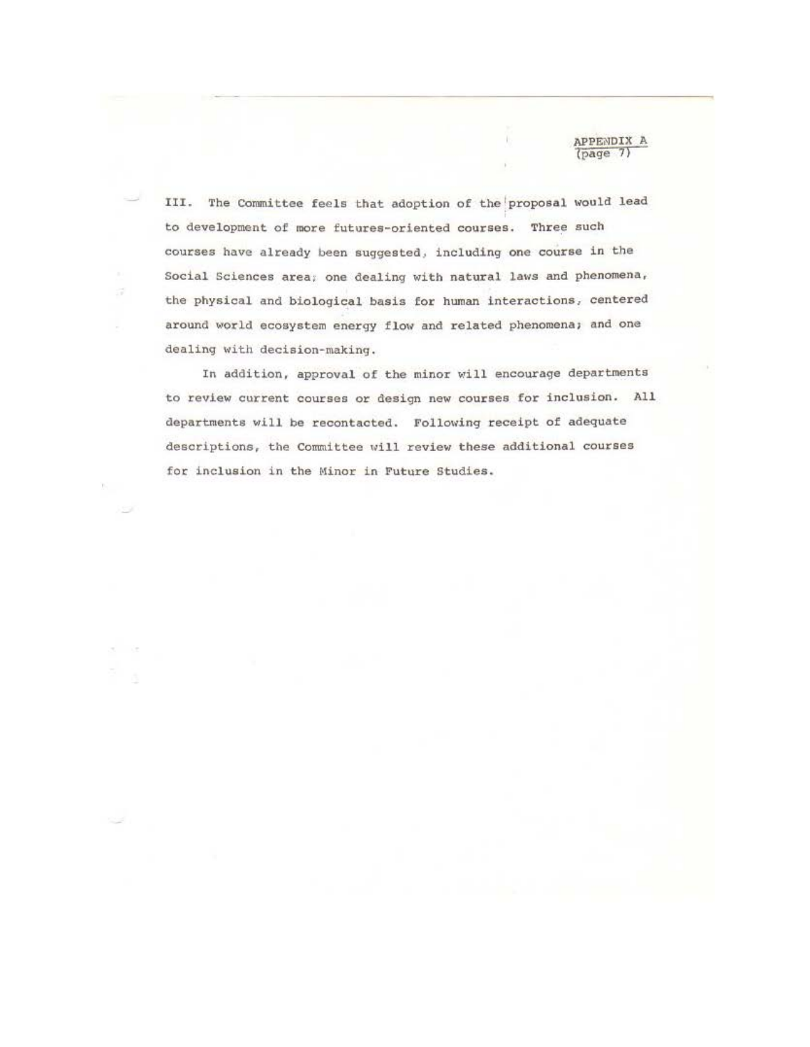APPENDIX A
(page 7)

III. The Committee feels that adoption of the proposal would lead to development of more futures-oriented courses. Three such courses have already been suggested, including one course in the Social Sciences area; one dealing with natural laws and phenomena, the physical and biological basis for human interactions, centered around world ecosystem energy flow and related phenomena; and one dealing with decision-making.

In addition, approval of the minor will encourage departments to review current courses or design new courses for inclusion. All departments will be recontacted. Following receipt of adequate descriptions, the Committee will review these additional courses for inclusion in the Minor in Future Studies.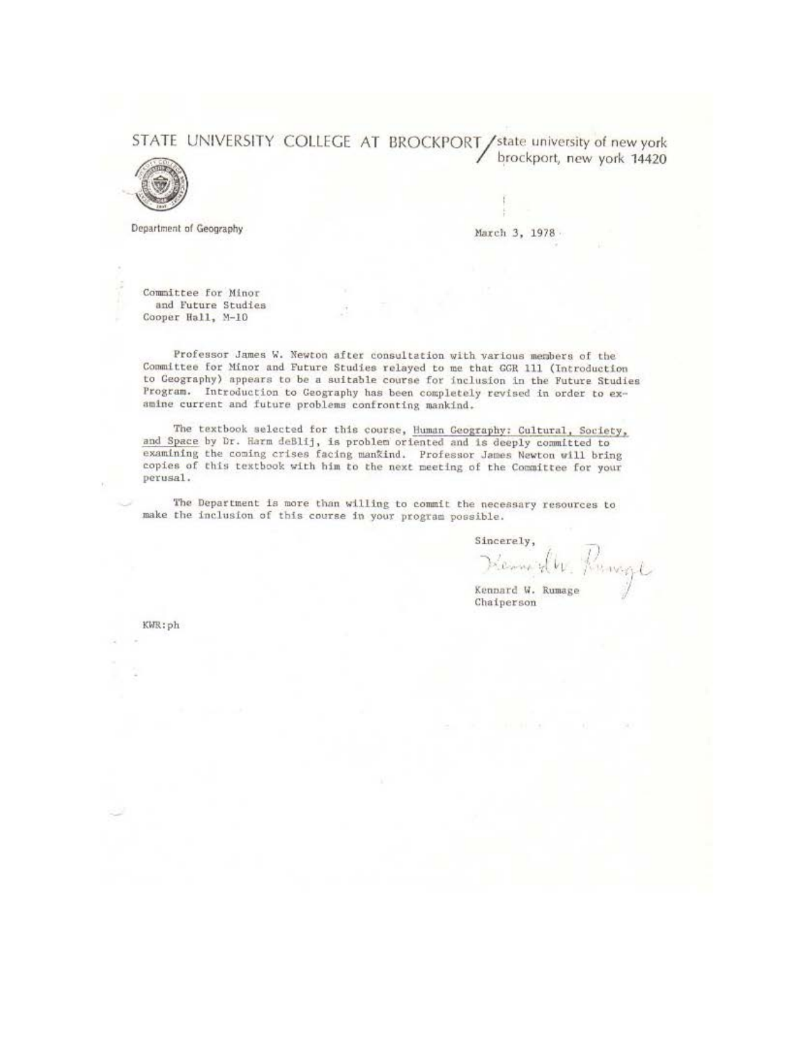STATE UNIVERSITY COLLEGE AT BROCKPORT / state university of new york
brockport, new york 14420

Department of Geography

March 3, 1978

Committee for Minor
and Future Studies
Cooper Hall, M-10

Professor James W. Newton after consultation with various members of the Committee for Minor and Future Studies relayed to me that GGR 111 (Introduction to Geography) appears to be a suitable course for inclusion in the Future Studies Program. Introduction to Geography has been completely revised in order to examine current and future problems confronting mankind.

The textbook selected for this course, Human Geography: Cultural, Society, and Space by Dr. Harm deBlij, is problem oriented and is deeply committed to examining the coming crises facing mankind. Professor James Newton will bring copies of this textbook with him to the next meeting of the Committee for your perusal.

The Department is more than willing to commit the necessary resources to make the inclusion of this course in your program possible.

Sincerely,

Kennard W. Rumage
Chaiperson

KWR:ph